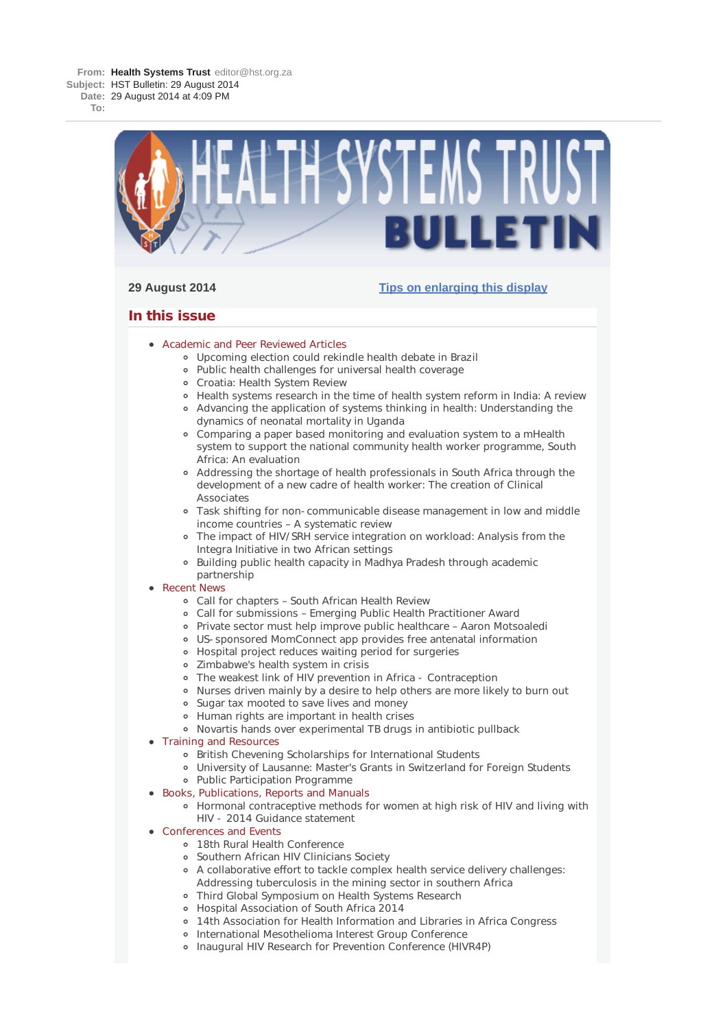**From:** **Health Systems Trust** editor@hst.org.za
**Subject:** HST Bulletin: 29 August 2014
**Date:** 29 August 2014 at 4:09 PM
**To:**

# HEALTH SYSTEMS TRUST BULLETIN

**29 August 2014**

[Tips on enlarging this display]

## In this issue

- Academic and Peer Reviewed Articles
  - Upcoming election could rekindle health debate in Brazil
  - Public health challenges for universal health coverage
  - Croatia: Health System Review
  - Health systems research in the time of health system reform in India: A review
  - Advancing the application of systems thinking in health: Understanding the dynamics of neonatal mortality in Uganda
  - Comparing a paper based monitoring and evaluation system to a mHealth system to support the national community health worker programme, South Africa: An evaluation
  - Addressing the shortage of health professionals in South Africa through the development of a new cadre of health worker: The creation of Clinical Associates
  - Task shifting for non-communicable disease management in low and middle income countries – A systematic review
  - The impact of HIV/SRH service integration on workload: Analysis from the Integra Initiative in two African settings
  - Building public health capacity in Madhya Pradesh through academic partnership
- Recent News
  - Call for chapters – South African Health Review
  - Call for submissions – Emerging Public Health Practitioner Award
  - Private sector must help improve public healthcare – Aaron Motsoaledi
  - US-sponsored MomConnect app provides free antenatal information
  - Hospital project reduces waiting period for surgeries
  - Zimbabwe's health system in crisis
  - The weakest link of HIV prevention in Africa - Contraception
  - Nurses driven mainly by a desire to help others are more likely to burn out
  - Sugar tax mooted to save lives and money
  - Human rights are important in health crises
  - Novartis hands over experimental TB drugs in antibiotic pullback
- Training and Resources
  - British Chevening Scholarships for International Students
  - University of Lausanne: Master's Grants in Switzerland for Foreign Students
  - Public Participation Programme
- Books, Publications, Reports and Manuals
  - Hormonal contraceptive methods for women at high risk of HIV and living with HIV - 2014 Guidance statement
- Conferences and Events
  - 18th Rural Health Conference
  - Southern African HIV Clinicians Society
  - A collaborative effort to tackle complex health service delivery challenges: Addressing tuberculosis in the mining sector in southern Africa
  - Third Global Symposium on Health Systems Research
  - Hospital Association of South Africa 2014
  - 14th Association for Health Information and Libraries in Africa Congress
  - International Mesothelioma Interest Group Conference
  - Inaugural HIV Research for Prevention Conference (HIVR4P)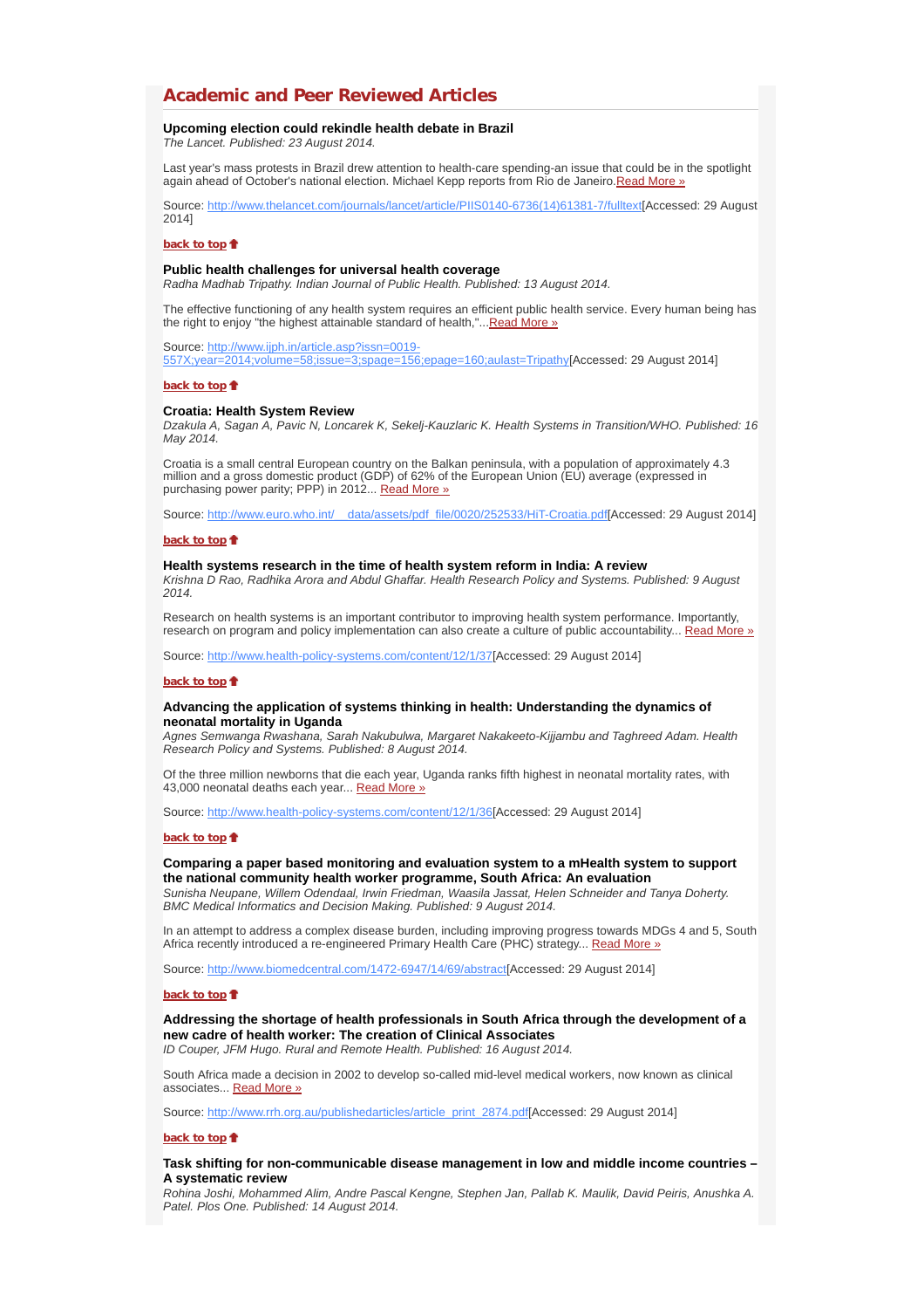## Academic and Peer Reviewed Articles

**Upcoming election could rekindle health debate in Brazil**
*The Lancet. Published: 23 August 2014.*

Last year's mass protests in Brazil drew attention to health-care spending-an issue that could be in the spotlight again ahead of October's national election. Michael Kepp reports from Rio de Janeiro.[Read More »](http://www.thelancet.com/journals/lancet/article/PIIS0140-6736(14)61381-7/fulltext)

Source: [http://www.thelancet.com/journals/lancet/article/PIIS0140-6736(14)61381-7/fulltext](http://www.thelancet.com/journals/lancet/article/PIIS0140-6736(14)61381-7/fulltext)[Accessed: 29 August 2014]

back to top

**Public health challenges for universal health coverage**
*Radha Madhab Tripathy. Indian Journal of Public Health. Published: 13 August 2014.*

The effective functioning of any health system requires an efficient public health service. Every human being has the right to enjoy "the highest attainable standard of health,"...[Read More »](http://www.ijph.in/article.asp?issn=0019-557X;year=2014;volume=58;issue=3;spage=156;epage=160;aulast=Tripathy)

Source: [http://www.ijph.in/article.asp?issn=0019-557X;year=2014;volume=58;issue=3;spage=156;epage=160;aulast=Tripathy](http://www.ijph.in/article.asp?issn=0019-557X;year=2014;volume=58;issue=3;spage=156;epage=160;aulast=Tripathy)[Accessed: 29 August 2014]

back to top

**Croatia: Health System Review**
*Dzakula A, Sagan A, Pavic N, Loncarek K, Sekelj-Kauzlaric K. Health Systems in Transition/WHO. Published: 16 May 2014.*

Croatia is a small central European country on the Balkan peninsula, with a population of approximately 4.3 million and a gross domestic product (GDP) of 62% of the European Union (EU) average (expressed in purchasing power parity; PPP) in 2012... [Read More »](http://www.euro.who.int/__data/assets/pdf_file/0020/252533/HiT-Croatia.pdf)

Source: [http://www.euro.who.int/__data/assets/pdf_file/0020/252533/HiT-Croatia.pdf](http://www.euro.who.int/__data/assets/pdf_file/0020/252533/HiT-Croatia.pdf)[Accessed: 29 August 2014]

back to top

**Health systems research in the time of health system reform in India: A review**
*Krishna D Rao, Radhika Arora and Abdul Ghaffar. Health Research Policy and Systems. Published: 9 August 2014.*

Research on health systems is an important contributor to improving health system performance. Importantly, research on program and policy implementation can also create a culture of public accountability... [Read More »](http://www.health-policy-systems.com/content/12/1/37)

Source: [http://www.health-policy-systems.com/content/12/1/37](http://www.health-policy-systems.com/content/12/1/37)[Accessed: 29 August 2014]

back to top

**Advancing the application of systems thinking in health: Understanding the dynamics of neonatal mortality in Uganda**
*Agnes Semwanga Rwashana, Sarah Nakubulwa, Margaret Nakakeeto-Kijjambu and Taghreed Adam. Health Research Policy and Systems. Published: 8 August 2014.*

Of the three million newborns that die each year, Uganda ranks fifth highest in neonatal mortality rates, with 43,000 neonatal deaths each year... [Read More »](http://www.health-policy-systems.com/content/12/1/36)

Source: [http://www.health-policy-systems.com/content/12/1/36](http://www.health-policy-systems.com/content/12/1/36)[Accessed: 29 August 2014]

back to top

**Comparing a paper based monitoring and evaluation system to a mHealth system to support the national community health worker programme, South Africa: An evaluation**
*Sunisha Neupane, Willem Odendaal, Irwin Friedman, Waasila Jassat, Helen Schneider and Tanya Doherty. BMC Medical Informatics and Decision Making. Published: 9 August 2014.*

In an attempt to address a complex disease burden, including improving progress towards MDGs 4 and 5, South Africa recently introduced a re-engineered Primary Health Care (PHC) strategy... [Read More »](http://www.biomedcentral.com/1472-6947/14/69/abstract)

Source: [http://www.biomedcentral.com/1472-6947/14/69/abstract](http://www.biomedcentral.com/1472-6947/14/69/abstract)[Accessed: 29 August 2014]

back to top

**Addressing the shortage of health professionals in South Africa through the development of a new cadre of health worker: The creation of Clinical Associates**
*ID Couper, JFM Hugo. Rural and Remote Health. Published: 16 August 2014.*

South Africa made a decision in 2002 to develop so-called mid-level medical workers, now known as clinical associates... [Read More »](http://www.rrh.org.au/publishedarticles/article_print_2874.pdf)

Source: [http://www.rrh.org.au/publishedarticles/article_print_2874.pdf](http://www.rrh.org.au/publishedarticles/article_print_2874.pdf)[Accessed: 29 August 2014]

back to top

**Task shifting for non-communicable disease management in low and middle income countries – A systematic review**
*Rohina Joshi, Mohammed Alim, Andre Pascal Kengne, Stephen Jan, Pallab K. Maulik, David Peiris, Anushka A. Patel. Plos One. Published: 14 August 2014.*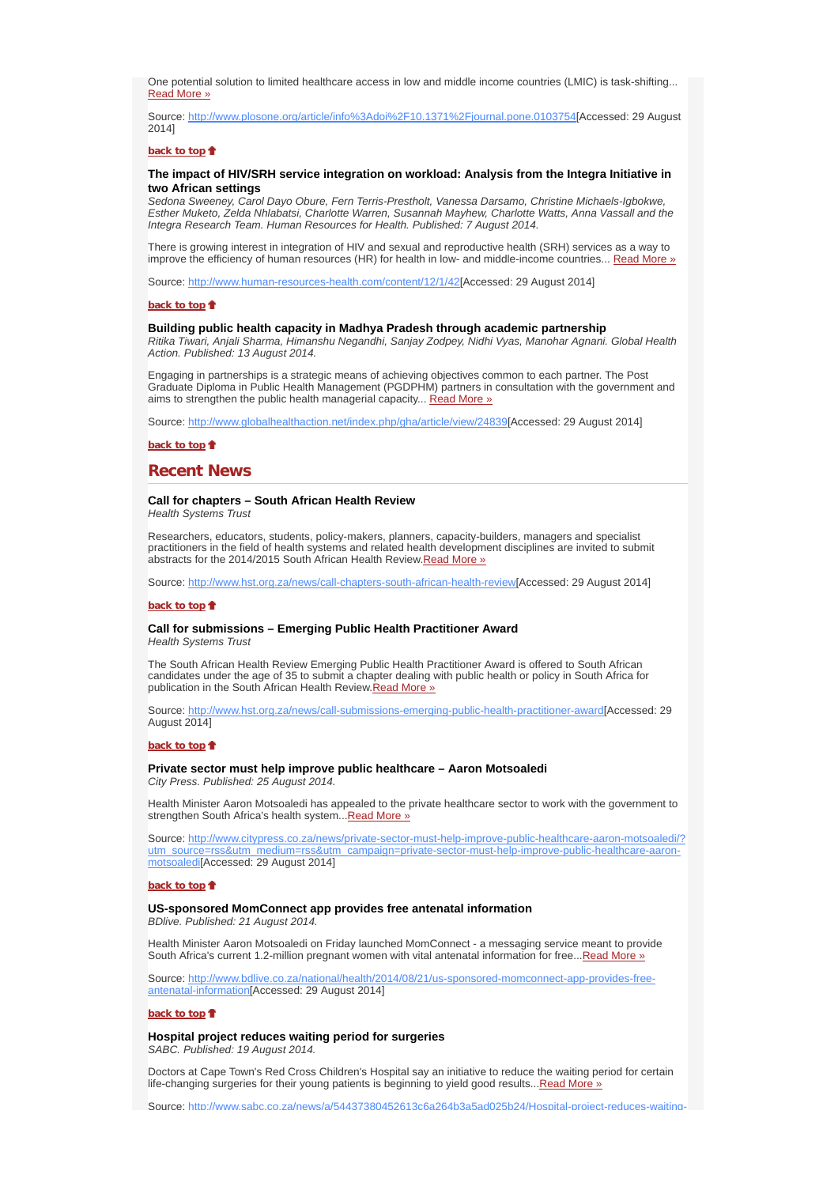One potential solution to limited healthcare access in low and middle income countries (LMIC) is task-shifting... Read More »

Source: http://www.plosone.org/article/info%3Adoi%2F10.1371%2Fjournal.pone.0103754[Accessed: 29 August 2014]

**back to top**

### The impact of HIV/SRH service integration on workload: Analysis from the Integra Initiative in two African settings

*Sedona Sweeney, Carol Dayo Obure, Fern Terris-Prestholt, Vanessa Darsamo, Christine Michaels-Igbokwe, Esther Muketo, Zelda Nhlabatsi, Charlotte Warren, Susannah Mayhew, Charlotte Watts, Anna Vassall and the Integra Research Team. Human Resources for Health. Published: 7 August 2014.*

There is growing interest in integration of HIV and sexual and reproductive health (SRH) services as a way to improve the efficiency of human resources (HR) for health in low- and middle-income countries... Read More »

Source: http://www.human-resources-health.com/content/12/1/42[Accessed: 29 August 2014]

**back to top**

### Building public health capacity in Madhya Pradesh through academic partnership

*Ritika Tiwari, Anjali Sharma, Himanshu Negandhi, Sanjay Zodpey, Nidhi Vyas, Manohar Agnani. Global Health Action. Published: 13 August 2014.*

Engaging in partnerships is a strategic means of achieving objectives common to each partner. The Post Graduate Diploma in Public Health Management (PGDPHM) partners in consultation with the government and aims to strengthen the public health managerial capacity... Read More »

Source: http://www.globalhealthaction.net/index.php/gha/article/view/24839[Accessed: 29 August 2014]

**back to top**

## Recent News

### Call for chapters – South African Health Review

*Health Systems Trust*

Researchers, educators, students, policy-makers, planners, capacity-builders, managers and specialist practitioners in the field of health systems and related health development disciplines are invited to submit abstracts for the 2014/2015 South African Health Review.Read More »

Source: http://www.hst.org.za/news/call-chapters-south-african-health-review[Accessed: 29 August 2014]

**back to top**

### Call for submissions – Emerging Public Health Practitioner Award

*Health Systems Trust*

The South African Health Review Emerging Public Health Practitioner Award is offered to South African candidates under the age of 35 to submit a chapter dealing with public health or policy in South Africa for publication in the South African Health Review.Read More »

Source: http://www.hst.org.za/news/call-submissions-emerging-public-health-practitioner-award[Accessed: 29 August 2014]

**back to top**

### Private sector must help improve public healthcare – Aaron Motsoaledi

*City Press. Published: 25 August 2014.*

Health Minister Aaron Motsoaledi has appealed to the private healthcare sector to work with the government to strengthen South Africa's health system...Read More »

Source: http://www.citypress.co.za/news/private-sector-must-help-improve-public-healthcare-aaron-motsoaledi/?utm_source=rss&utm_medium=rss&utm_campaign=private-sector-must-help-improve-public-healthcare-aaron-motsoaledi[Accessed: 29 August 2014]

**back to top**

### US-sponsored MomConnect app provides free antenatal information

*BDlive. Published: 21 August 2014.*

Health Minister Aaron Motsoaledi on Friday launched MomConnect - a messaging service meant to provide South Africa's current 1.2-million pregnant women with vital antenatal information for free...Read More »

Source: http://www.bdlive.co.za/national/health/2014/08/21/us-sponsored-momconnect-app-provides-free-antenatal-information[Accessed: 29 August 2014]

**back to top**

### Hospital project reduces waiting period for surgeries

*SABC. Published: 19 August 2014.*

Doctors at Cape Town's Red Cross Children's Hospital say an initiative to reduce the waiting period for certain life-changing surgeries for their young patients is beginning to yield good results...Read More »

Source: http://www.sabc.co.za/news/a/54437380452613c6a264b3a5ad025b24/Hospital-project-reduces-waiting-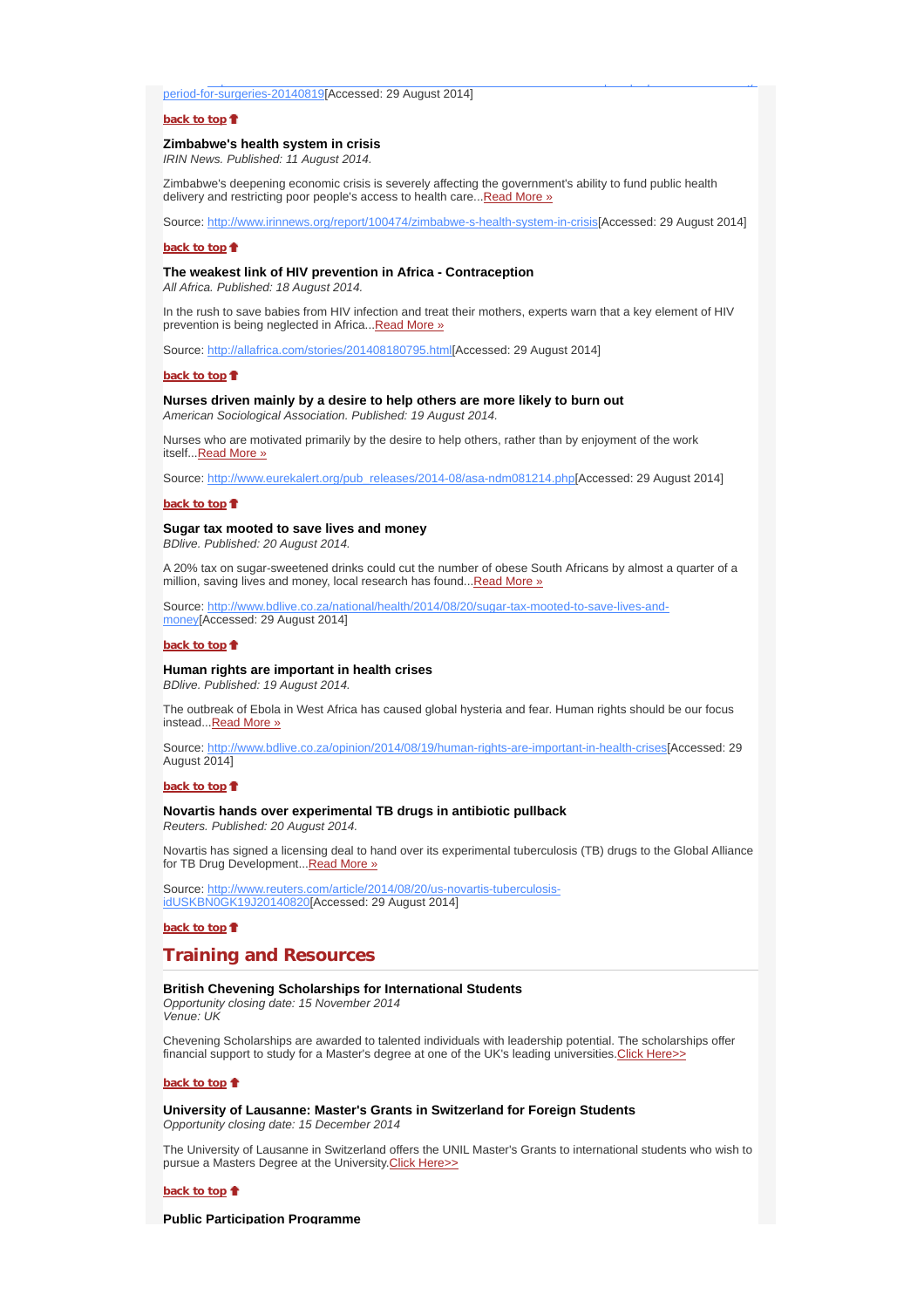period-for-surgeries-20140819[Accessed: 29 August 2014]

**back to top**

### Zimbabwe's health system in crisis

*IRIN News. Published: 11 August 2014.*

Zimbabwe's deepening economic crisis is severely affecting the government's ability to fund public health delivery and restricting poor people's access to health care...Read More »

Source: http://www.irinnews.org/report/100474/zimbabwe-s-health-system-in-crisis[Accessed: 29 August 2014]

**back to top**

### The weakest link of HIV prevention in Africa - Contraception

*All Africa. Published: 18 August 2014.*

In the rush to save babies from HIV infection and treat their mothers, experts warn that a key element of HIV prevention is being neglected in Africa...Read More »

Source: http://allafrica.com/stories/201408180795.html[Accessed: 29 August 2014]

**back to top**

### Nurses driven mainly by a desire to help others are more likely to burn out

*American Sociological Association. Published: 19 August 2014.*

Nurses who are motivated primarily by the desire to help others, rather than by enjoyment of the work itself...Read More »

Source: http://www.eurekalert.org/pub_releases/2014-08/asa-ndm081214.php[Accessed: 29 August 2014]

**back to top**

### Sugar tax mooted to save lives and money

*BDlive. Published: 20 August 2014.*

A 20% tax on sugar-sweetened drinks could cut the number of obese South Africans by almost a quarter of a million, saving lives and money, local research has found...Read More »

Source: http://www.bdlive.co.za/national/health/2014/08/20/sugar-tax-mooted-to-save-lives-and-money[Accessed: 29 August 2014]

**back to top**

### Human rights are important in health crises

*BDlive. Published: 19 August 2014.*

The outbreak of Ebola in West Africa has caused global hysteria and fear. Human rights should be our focus instead...Read More »

Source: http://www.bdlive.co.za/opinion/2014/08/19/human-rights-are-important-in-health-crises[Accessed: 29 August 2014]

**back to top**

### Novartis hands over experimental TB drugs in antibiotic pullback

*Reuters. Published: 20 August 2014.*

Novartis has signed a licensing deal to hand over its experimental tuberculosis (TB) drugs to the Global Alliance for TB Drug Development...Read More »

Source: http://www.reuters.com/article/2014/08/20/us-novartis-tuberculosis-idUSKBN0GK19J20140820[Accessed: 29 August 2014]

**back to top**

## Training and Resources

### British Chevening Scholarships for International Students

*Opportunity closing date: 15 November 2014*
*Venue: UK*

Chevening Scholarships are awarded to talented individuals with leadership potential. The scholarships offer financial support to study for a Master's degree at one of the UK's leading universities.Click Here>>

**back to top**

### University of Lausanne: Master's Grants in Switzerland for Foreign Students

*Opportunity closing date: 15 December 2014*

The University of Lausanne in Switzerland offers the UNIL Master's Grants to international students who wish to pursue a Masters Degree at the University.Click Here>>

**back to top**

### Public Participation Programme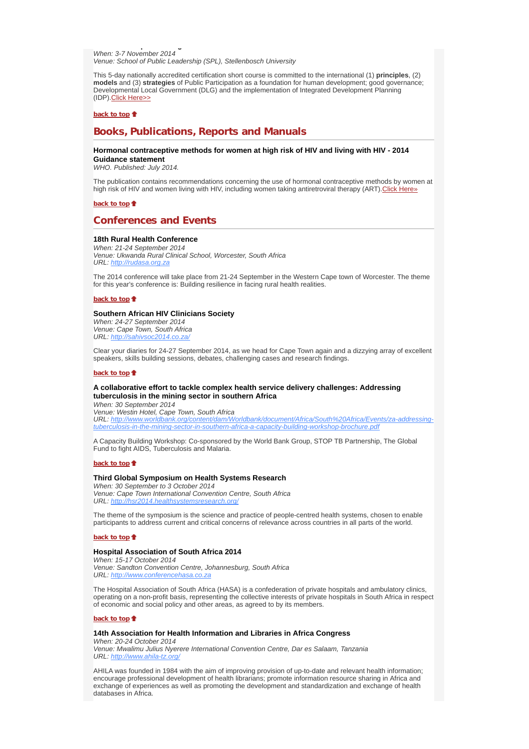*When: 3-7 November 2014*
*Venue: School of Public Leadership (SPL), Stellenbosch University*

This 5-day nationally accredited certification short course is committed to the international (1) **principles**, (2) **models** and (3) **strategies** of Public Participation as a foundation for human development; good governance; Developmental Local Government (DLG) and the implementation of Integrated Development Planning (IDP).Click Here>>

**back to top**

## Books, Publications, Reports and Manuals

**Hormonal contraceptive methods for women at high risk of HIV and living with HIV - 2014 Guidance statement**
*WHO. Published: July 2014.*

The publication contains recommendations concerning the use of hormonal contraceptive methods by women at high risk of HIV and women living with HIV, including women taking antiretroviral therapy (ART).Click Here»

**back to top**

## Conferences and Events

**18th Rural Health Conference**
*When: 21-24 September 2014*
*Venue: Ukwanda Rural Clinical School, Worcester, South Africa*
*URL: http://rudasa.org.za*

The 2014 conference will take place from 21-24 September in the Western Cape town of Worcester. The theme for this year's conference is: Building resilience in facing rural health realities.

**back to top**

**Southern African HIV Clinicians Society**
*When: 24-27 September 2014*
*Venue: Cape Town, South Africa*
*URL: http://sahivsoc2014.co.za/*

Clear your diaries for 24-27 September 2014, as we head for Cape Town again and a dizzying array of excellent speakers, skills building sessions, debates, challenging cases and research findings.

**back to top**

**A collaborative effort to tackle complex health service delivery challenges: Addressing tuberculosis in the mining sector in southern Africa**
*When: 30 September 2014*
*Venue: Westin Hotel, Cape Town, South Africa*
*URL: http://www.worldbank.org/content/dam/Worldbank/document/Africa/South%20Africa/Events/za-addressing-tuberculosis-in-the-mining-sector-in-southern-africa-a-capacity-building-workshop-brochure.pdf*

A Capacity Building Workshop: Co-sponsored by the World Bank Group, STOP TB Partnership, The Global Fund to fight AIDS, Tuberculosis and Malaria.

**back to top**

**Third Global Symposium on Health Systems Research**
*When: 30 September to 3 October 2014*
*Venue: Cape Town International Convention Centre, South Africa*
*URL: http://hsr2014.healthsystemsresearch.org/*

The theme of the symposium is the science and practice of people-centred health systems, chosen to enable participants to address current and critical concerns of relevance across countries in all parts of the world.

**back to top**

**Hospital Association of South Africa 2014**
*When: 15-17 October 2014*
*Venue: Sandton Convention Centre, Johannesburg, South Africa*
*URL: http://www.conferencehasa.co.za*

The Hospital Association of South Africa (HASA) is a confederation of private hospitals and ambulatory clinics, operating on a non-profit basis, representing the collective interests of private hospitals in South Africa in respect of economic and social policy and other areas, as agreed to by its members.

**back to top**

**14th Association for Health Information and Libraries in Africa Congress**
*When: 20-24 October 2014*
*Venue: Mwalimu Julius Nyerere International Convention Centre, Dar es Salaam, Tanzania*
*URL: http://www.ahila-tz.org/*

AHILA was founded in 1984 with the aim of improving provision of up-to-date and relevant health information; encourage professional development of health librarians; promote information resource sharing in Africa and exchange of experiences as well as promoting the development and standardization and exchange of health databases in Africa.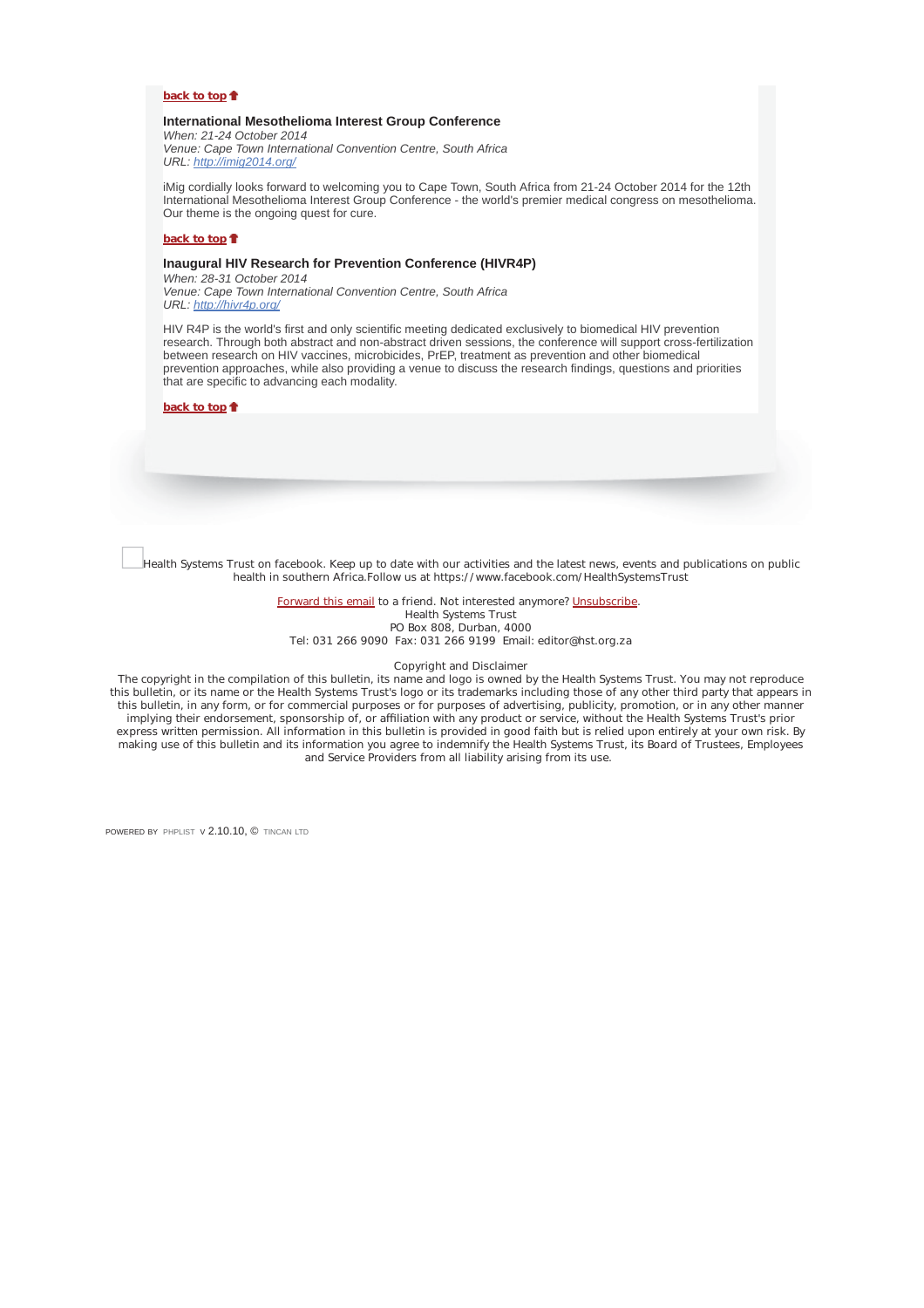**back to top**

### International Mesothelioma Interest Group Conference

*When: 21-24 October 2014*
*Venue: Cape Town International Convention Centre, South Africa*
*URL: http://imig2014.org/*

iMig cordially looks forward to welcoming you to Cape Town, South Africa from 21-24 October 2014 for the 12th International Mesothelioma Interest Group Conference - the world's premier medical congress on mesothelioma. Our theme is the ongoing quest for cure.

**back to top**

### Inaugural HIV Research for Prevention Conference (HIVR4P)

*When: 28-31 October 2014*
*Venue: Cape Town International Convention Centre, South Africa*
*URL: http://hivr4p.org/*

HIV R4P is the world's first and only scientific meeting dedicated exclusively to biomedical HIV prevention research. Through both abstract and non-abstract driven sessions, the conference will support cross-fertilization between research on HIV vaccines, microbicides, PrEP, treatment as prevention and other biomedical prevention approaches, while also providing a venue to discuss the research findings, questions and priorities that are specific to advancing each modality.

**back to top**

Health Systems Trust on facebook. Keep up to date with our activities and the latest news, events and publications on public health in southern Africa.Follow us at https://www.facebook.com/HealthSystemsTrust

Forward this email to a friend. Not interested anymore? Unsubscribe.
Health Systems Trust
PO Box 808, Durban, 4000
Tel: 031 266 9090 Fax: 031 266 9199 Email: editor@hst.org.za

Copyright and Disclaimer

The copyright in the compilation of this bulletin, its name and logo is owned by the Health Systems Trust. You may not reproduce this bulletin, or its name or the Health Systems Trust's logo or its trademarks including those of any other third party that appears in this bulletin, in any form, or for commercial purposes or for purposes of advertising, publicity, promotion, or in any other manner implying their endorsement, sponsorship of, or affiliation with any product or service, without the Health Systems Trust's prior express written permission. All information in this bulletin is provided in good faith but is relied upon entirely at your own risk. By making use of this bulletin and its information you agree to indemnify the Health Systems Trust, its Board of Trustees, Employees and Service Providers from all liability arising from its use.

POWERED BY PHPLIST V 2.10.10, © TINCAN LTD